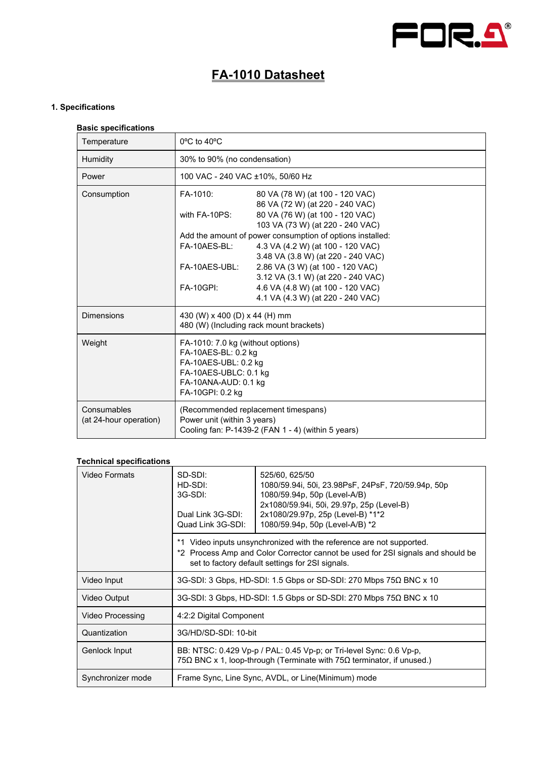# FA-1010 Datasheet

## 1. Specifications

### Basic specifications

| | |
|---|---|
| Temperature | 0ºC to 40ºC |
| Humidity | 30% to 90% (no condensation) |
| Power | 100 VAC - 240 VAC ±10%, 50/60 Hz |
| Consumption | FA-1010: 80 VA (78 W) (at 100 - 120 VAC)<br>86 VA (72 W) (at 220 - 240 VAC)<br>with FA-10PS: 80 VA (76 W) (at 100 - 120 VAC)<br>103 VA (73 W) (at 220 - 240 VAC)<br>Add the amount of power consumption of options installed:<br>FA-10AES-BL: 4.3 VA (4.2 W) (at 100 - 120 VAC)<br>3.48 VA (3.8 W) (at 220 - 240 VAC)<br>FA-10AES-UBL: 2.86 VA (3 W) (at 100 - 120 VAC)<br>3.12 VA (3.1 W) (at 220 - 240 VAC)<br>FA-10GPI: 4.6 VA (4.8 W) (at 100 - 120 VAC)<br>4.1 VA (4.3 W) (at 220 - 240 VAC) |
| Dimensions | 430 (W) x 400 (D) x 44 (H) mm<br>480 (W) (Including rack mount brackets) |
| Weight | FA-1010: 7.0 kg (without options)<br>FA-10AES-BL: 0.2 kg<br>FA-10AES-UBL: 0.2 kg<br>FA-10AES-UBLC: 0.1 kg<br>FA-10ANA-AUD: 0.1 kg<br>FA-10GPI: 0.2 kg |
| Consumables<br>(at 24-hour operation) | (Recommended replacement timespans)<br>Power unit (within 3 years)<br>Cooling fan: P-1439-2 (FAN 1 - 4) (within 5 years) |

### Technical specifications

| | | |
|---|---|---|
| Video Formats | SD-SDI: | 525/60, 625/50 |
| | HD-SDI: | 1080/59.94i, 50i, 23.98PsF, 24PsF, 720/59.94p, 50p |
| | 3G-SDI: | 1080/59.94p, 50p (Level-A/B)<br>2x1080/59.94i, 50i, 29.97p, 25p (Level-B) |
| | Dual Link 3G-SDI: | 2x1080/29.97p, 25p (Level-B) *1*2 |
| | Quad Link 3G-SDI: | 1080/59.94p, 50p (Level-A/B) *2 |
| | *1 Video inputs unsynchronized with the reference are not supported.<br>*2 Process Amp and Color Corrector cannot be used for 2SI signals and should be set to factory default settings for 2SI signals. | |
| Video Input | 3G-SDI: 3 Gbps, HD-SDI: 1.5 Gbps or SD-SDI: 270 Mbps 75Ω BNC x 10 | |
| Video Output | 3G-SDI: 3 Gbps, HD-SDI: 1.5 Gbps or SD-SDI: 270 Mbps 75Ω BNC x 10 | |
| Video Processing | 4:2:2 Digital Component | |
| Quantization | 3G/HD/SD-SDI: 10-bit | |
| Genlock Input | BB: NTSC: 0.429 Vp-p / PAL: 0.45 Vp-p; or Tri-level Sync: 0.6 Vp-p,<br>75Ω BNC x 1, loop-through (Terminate with 75Ω terminator, if unused.) | |
| Synchronizer mode | Frame Sync, Line Sync, AVDL, or Line(Minimum) mode | |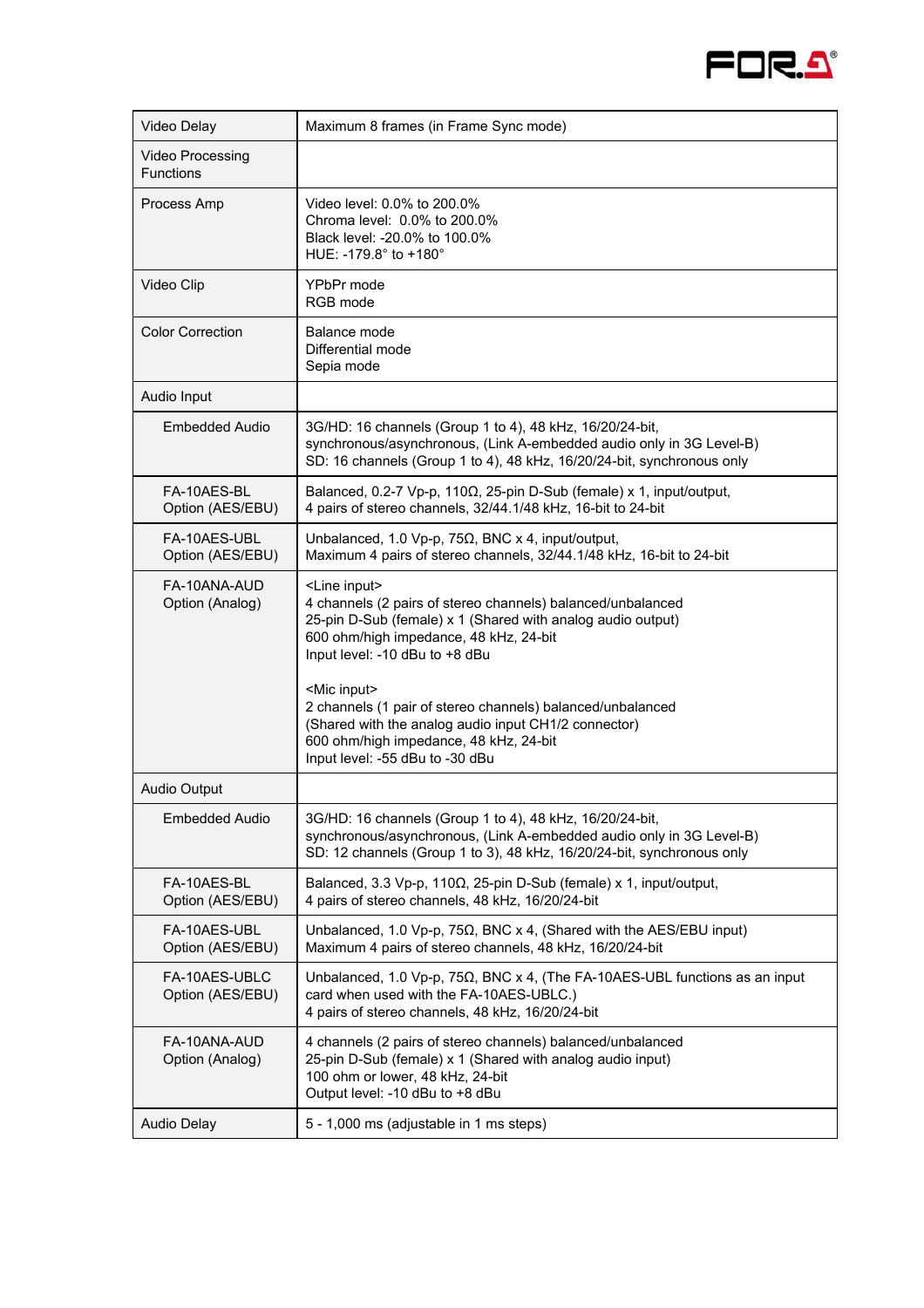| | |
|---|---|
| Video Delay | Maximum 8 frames (in Frame Sync mode) |
| Video Processing Functions | |
| Process Amp | Video level: 0.0% to 200.0%<br>Chroma level:  0.0% to 200.0%<br>Black level: -20.0% to 100.0%<br>HUE: -179.8° to +180° |
| Video Clip | YPbPr mode<br>RGB mode |
| Color Correction | Balance mode<br>Differential mode<br>Sepia mode |
| Audio Input | |
| Embedded Audio | 3G/HD: 16 channels (Group 1 to 4), 48 kHz, 16/20/24-bit, synchronous/asynchronous, (Link A-embedded audio only in 3G Level-B)<br>SD: 16 channels (Group 1 to 4), 48 kHz, 16/20/24-bit, synchronous only |
| FA-10AES-BL Option (AES/EBU) | Balanced, 0.2-7 Vp-p, 110Ω, 25-pin D-Sub (female) x 1, input/output,<br>4 pairs of stereo channels, 32/44.1/48 kHz, 16-bit to 24-bit |
| FA-10AES-UBL Option (AES/EBU) | Unbalanced, 1.0 Vp-p, 75Ω, BNC x 4, input/output,<br>Maximum 4 pairs of stereo channels, 32/44.1/48 kHz, 16-bit to 24-bit |
| FA-10ANA-AUD Option (Analog) | <Line input><br>4 channels (2 pairs of stereo channels) balanced/unbalanced<br>25-pin D-Sub (female) x 1 (Shared with analog audio output)<br>600 ohm/high impedance, 48 kHz, 24-bit<br>Input level: -10 dBu to +8 dBu<br><br><Mic input><br>2 channels (1 pair of stereo channels) balanced/unbalanced<br>(Shared with the analog audio input CH1/2 connector)<br>600 ohm/high impedance, 48 kHz, 24-bit<br>Input level: -55 dBu to -30 dBu |
| Audio Output | |
| Embedded Audio | 3G/HD: 16 channels (Group 1 to 4), 48 kHz, 16/20/24-bit, synchronous/asynchronous, (Link A-embedded audio only in 3G Level-B)<br>SD: 12 channels (Group 1 to 3), 48 kHz, 16/20/24-bit, synchronous only |
| FA-10AES-BL Option (AES/EBU) | Balanced, 3.3 Vp-p, 110Ω, 25-pin D-Sub (female) x 1, input/output,<br>4 pairs of stereo channels, 48 kHz, 16/20/24-bit |
| FA-10AES-UBL Option (AES/EBU) | Unbalanced, 1.0 Vp-p, 75Ω, BNC x 4, (Shared with the AES/EBU input)<br>Maximum 4 pairs of stereo channels, 48 kHz, 16/20/24-bit |
| FA-10AES-UBLC Option (AES/EBU) | Unbalanced, 1.0 Vp-p, 75Ω, BNC x 4, (The FA-10AES-UBL functions as an input card when used with the FA-10AES-UBLC.)<br>4 pairs of stereo channels, 48 kHz, 16/20/24-bit |
| FA-10ANA-AUD Option (Analog) | 4 channels (2 pairs of stereo channels) balanced/unbalanced<br>25-pin D-Sub (female) x 1 (Shared with analog audio input)<br>100 ohm or lower, 48 kHz, 24-bit<br>Output level: -10 dBu to +8 dBu |
| Audio Delay | 5 - 1,000 ms (adjustable in 1 ms steps) |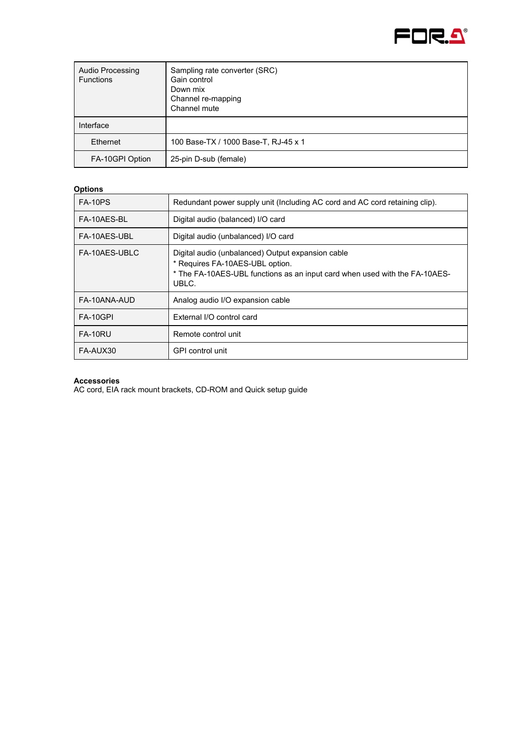| Audio Processing Functions | Sampling rate converter (SRC)<br>Gain control<br>Down mix<br>Channel re-mapping<br>Channel mute |
| --- | --- |
| Interface | |
| Ethernet | 100 Base-TX / 1000 Base-T, RJ-45 x 1 |
| FA-10GPI Option | 25-pin D-sub (female) |

**Options**

| FA-10PS | Redundant power supply unit (Including AC cord and AC cord retaining clip). |
| --- | --- |
| FA-10AES-BL | Digital audio (balanced) I/O card |
| FA-10AES-UBL | Digital audio (unbalanced) I/O card |
| FA-10AES-UBLC | Digital audio (unbalanced) Output expansion cable<br>* Requires FA-10AES-UBL option.<br>* The FA-10AES-UBL functions as an input card when used with the FA-10AES-UBLC. |
| FA-10ANA-AUD | Analog audio I/O expansion cable |
| FA-10GPI | External I/O control card |
| FA-10RU | Remote control unit |
| FA-AUX30 | GPI control unit |

**Accessories**
AC cord, EIA rack mount brackets, CD-ROM and Quick setup guide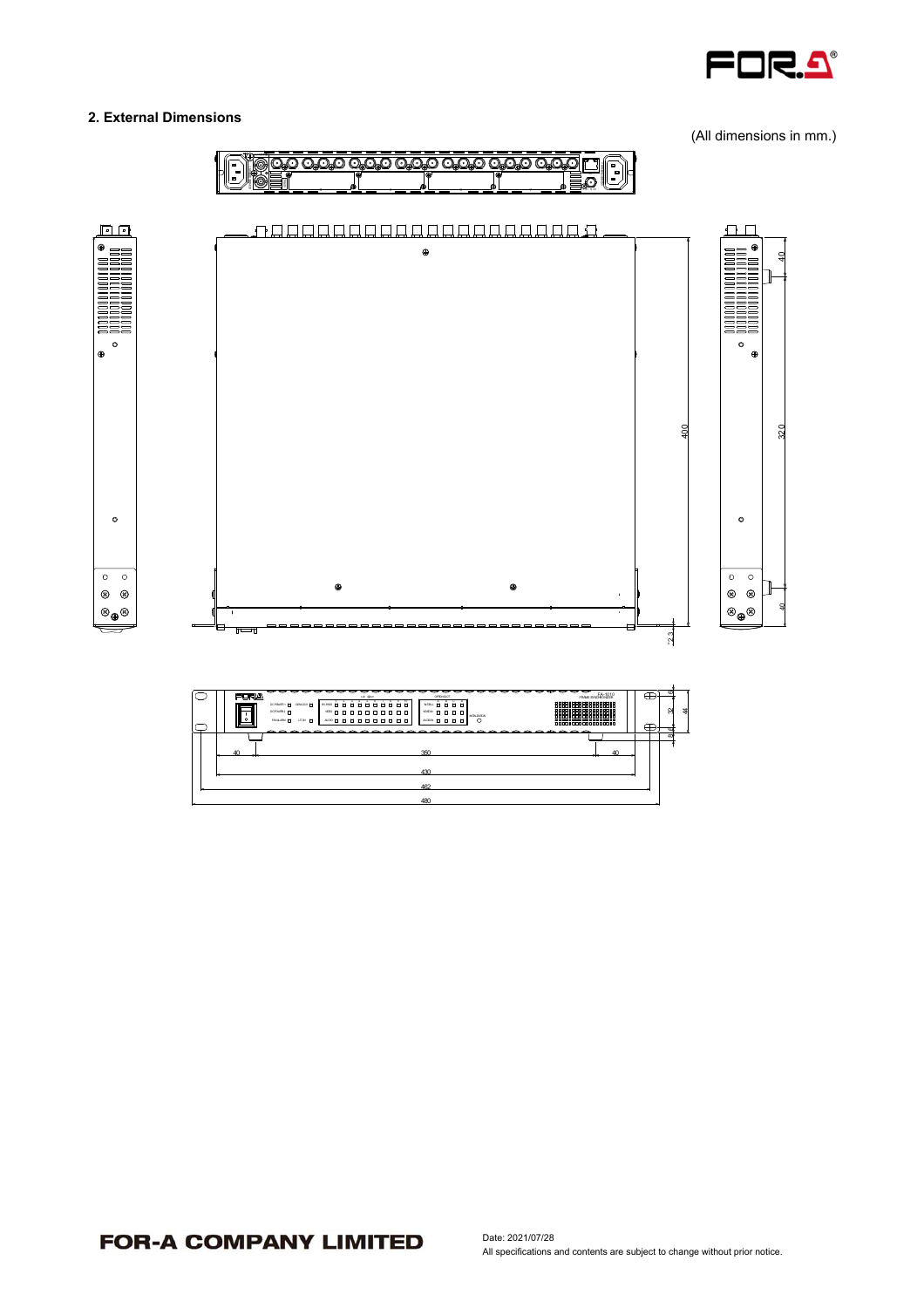## 2. External Dimensions

(All dimensions in mm.)

400

40

320

40

22.3

6

32

44

6

40

350

40

430

462

480

FOR-A COMPANY LIMITED

Date: 2021/07/28
All specifications and contents are subject to change without prior notice.